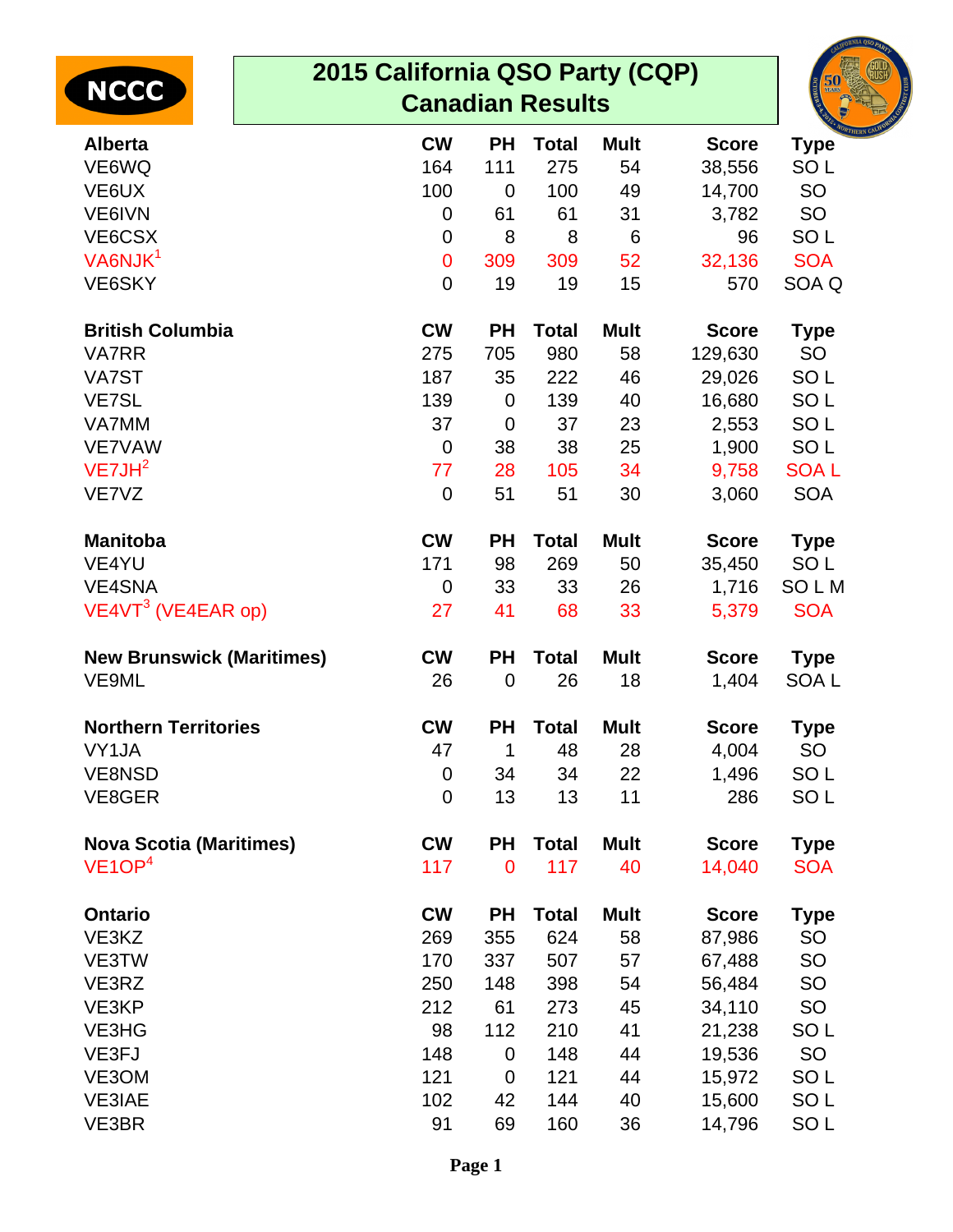# 2015 California QSO Party (CQP) Canadian Results

NCCC

| Alberta | CW | PH | Total | Mult | Score | Type |
|---|---|---|---|---|---|---|
| VE6WQ | 164 | 111 | 275 | 54 | 38,556 | SO L |
| VE6UX | 100 | 0 | 100 | 49 | 14,700 | SO |
| VE6IVN | 0 | 61 | 61 | 31 | 3,782 | SO |
| VE6CSX | 0 | 8 | 8 | 6 | 96 | SO L |
| VA6NJK[1] | 0 | 309 | 309 | 52 | 32,136 | SOA |
| VE6SKY | 0 | 19 | 19 | 15 | 570 | SOA Q |

| British Columbia | CW | PH | Total | Mult | Score | Type |
|---|---|---|---|---|---|---|
| VA7RR | 275 | 705 | 980 | 58 | 129,630 | SO |
| VA7ST | 187 | 35 | 222 | 46 | 29,026 | SO L |
| VE7SL | 139 | 0 | 139 | 40 | 16,680 | SO L |
| VA7MM | 37 | 0 | 37 | 23 | 2,553 | SO L |
| VE7VAW | 0 | 38 | 38 | 25 | 1,900 | SO L |
| VE7JH[2] | 77 | 28 | 105 | 34 | 9,758 | SOA L |
| VE7VZ | 0 | 51 | 51 | 30 | 3,060 | SOA |

| Manitoba | CW | PH | Total | Mult | Score | Type |
|---|---|---|---|---|---|---|
| VE4YU | 171 | 98 | 269 | 50 | 35,450 | SO L |
| VE4SNA | 0 | 33 | 33 | 26 | 1,716 | SO L M |
| VE4VT[3] (VE4EAR op) | 27 | 41 | 68 | 33 | 5,379 | SOA |

| New Brunswick (Maritimes) | CW | PH | Total | Mult | Score | Type |
|---|---|---|---|---|---|---|
| VE9ML | 26 | 0 | 26 | 18 | 1,404 | SOA L |

| Northern Territories | CW | PH | Total | Mult | Score | Type |
|---|---|---|---|---|---|---|
| VY1JA | 47 | 1 | 48 | 28 | 4,004 | SO |
| VE8NSD | 0 | 34 | 34 | 22 | 1,496 | SO L |
| VE8GER | 0 | 13 | 13 | 11 | 286 | SO L |

| Nova Scotia (Maritimes) | CW | PH | Total | Mult | Score | Type |
|---|---|---|---|---|---|---|
| VE1OP[4] | 117 | 0 | 117 | 40 | 14,040 | SOA |

| Ontario | CW | PH | Total | Mult | Score | Type |
|---|---|---|---|---|---|---|
| VE3KZ | 269 | 355 | 624 | 58 | 87,986 | SO |
| VE3TW | 170 | 337 | 507 | 57 | 67,488 | SO |
| VE3RZ | 250 | 148 | 398 | 54 | 56,484 | SO |
| VE3KP | 212 | 61 | 273 | 45 | 34,110 | SO |
| VE3HG | 98 | 112 | 210 | 41 | 21,238 | SO L |
| VE3FJ | 148 | 0 | 148 | 44 | 19,536 | SO |
| VE3OM | 121 | 0 | 121 | 44 | 15,972 | SO L |
| VE3IAE | 102 | 42 | 144 | 40 | 15,600 | SO L |
| VE3BR | 91 | 69 | 160 | 36 | 14,796 | SO L |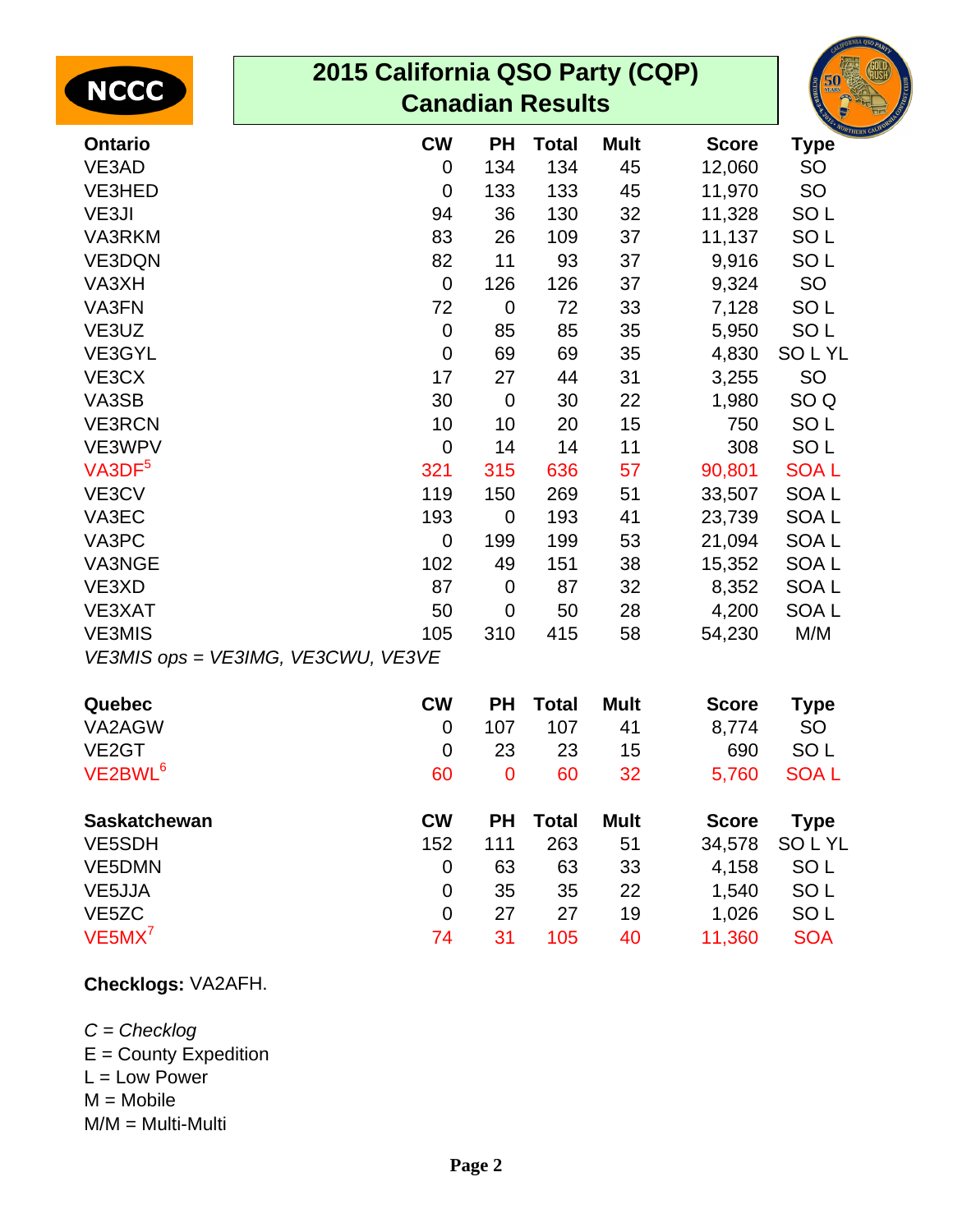# 2015 California QSO Party (CQP) Canadian Results

| Ontario | CW | PH | Total | Mult | Score | Type |
|---|---|---|---|---|---|---|
| VE3AD | 0 | 134 | 134 | 45 | 12,060 | SO |
| VE3HED | 0 | 133 | 133 | 45 | 11,970 | SO |
| VE3JI | 94 | 36 | 130 | 32 | 11,328 | SO L |
| VA3RKM | 83 | 26 | 109 | 37 | 11,137 | SO L |
| VE3DQN | 82 | 11 | 93 | 37 | 9,916 | SO L |
| VA3XH | 0 | 126 | 126 | 37 | 9,324 | SO |
| VA3FN | 72 | 0 | 72 | 33 | 7,128 | SO L |
| VE3UZ | 0 | 85 | 85 | 35 | 5,950 | SO L |
| VE3GYL | 0 | 69 | 69 | 35 | 4,830 | SO L YL |
| VE3CX | 17 | 27 | 44 | 31 | 3,255 | SO |
| VA3SB | 30 | 0 | 30 | 22 | 1,980 | SO Q |
| VE3RCN | 10 | 10 | 20 | 15 | 750 | SO L |
| VE3WPV | 0 | 14 | 14 | 11 | 308 | SO L |
| VA3DF[5] | 321 | 315 | 636 | 57 | 90,801 | SOA L |
| VE3CV | 119 | 150 | 269 | 51 | 33,507 | SOA L |
| VA3EC | 193 | 0 | 193 | 41 | 23,739 | SOA L |
| VA3PC | 0 | 199 | 199 | 53 | 21,094 | SOA L |
| VA3NGE | 102 | 49 | 151 | 38 | 15,352 | SOA L |
| VE3XD | 87 | 0 | 87 | 32 | 8,352 | SOA L |
| VE3XAT | 50 | 0 | 50 | 28 | 4,200 | SOA L |
| VE3MIS | 105 | 310 | 415 | 58 | 54,230 | M/M |

*VE3MIS ops = VE3IMG, VE3CWU, VE3VE*

| Quebec | CW | PH | Total | Mult | Score | Type |
|---|---|---|---|---|---|---|
| VA2AGW | 0 | 107 | 107 | 41 | 8,774 | SO |
| VE2GT | 0 | 23 | 23 | 15 | 690 | SO L |
| VE2BWL[6] | 60 | 0 | 60 | 32 | 5,760 | SOA L |

| Saskatchewan | CW | PH | Total | Mult | Score | Type |
|---|---|---|---|---|---|---|
| VE5SDH | 152 | 111 | 263 | 51 | 34,578 | SO L YL |
| VE5DMN | 0 | 63 | 63 | 33 | 4,158 | SO L |
| VE5JJA | 0 | 35 | 35 | 22 | 1,540 | SO L |
| VE5ZC | 0 | 27 | 27 | 19 | 1,026 | SO L |
| VE5MX[7] | 74 | 31 | 105 | 40 | 11,360 | SOA |

**Checklogs:** VA2AFH.

*C = Checklog*
E = County Expedition
L = Low Power
M = Mobile
M/M = Multi-Multi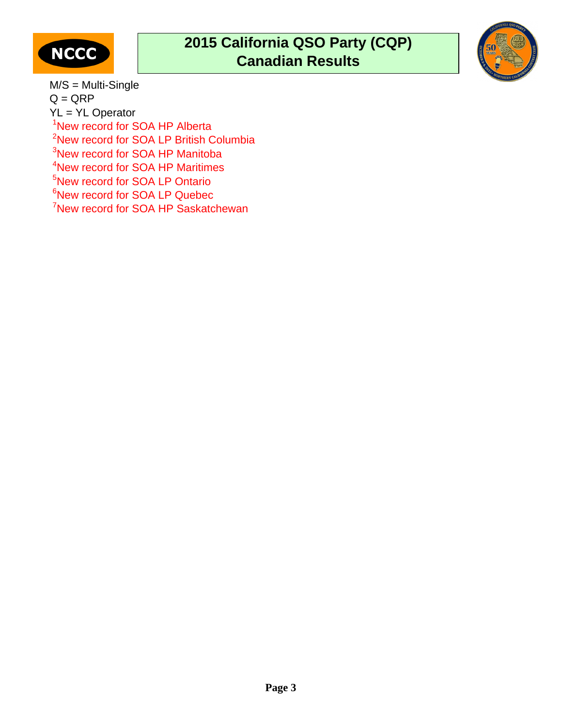# 2015 California QSO Party (CQP)
## Canadian Results

M/S = Multi-Single

Q = QRP

YL = YL Operator

[1]New record for SOA HP Alberta

[2]New record for SOA LP British Columbia

[3]New record for SOA HP Manitoba

[4]New record for SOA HP Maritimes

[5]New record for SOA LP Ontario

[6]New record for SOA LP Quebec

[7]New record for SOA HP Saskatchewan